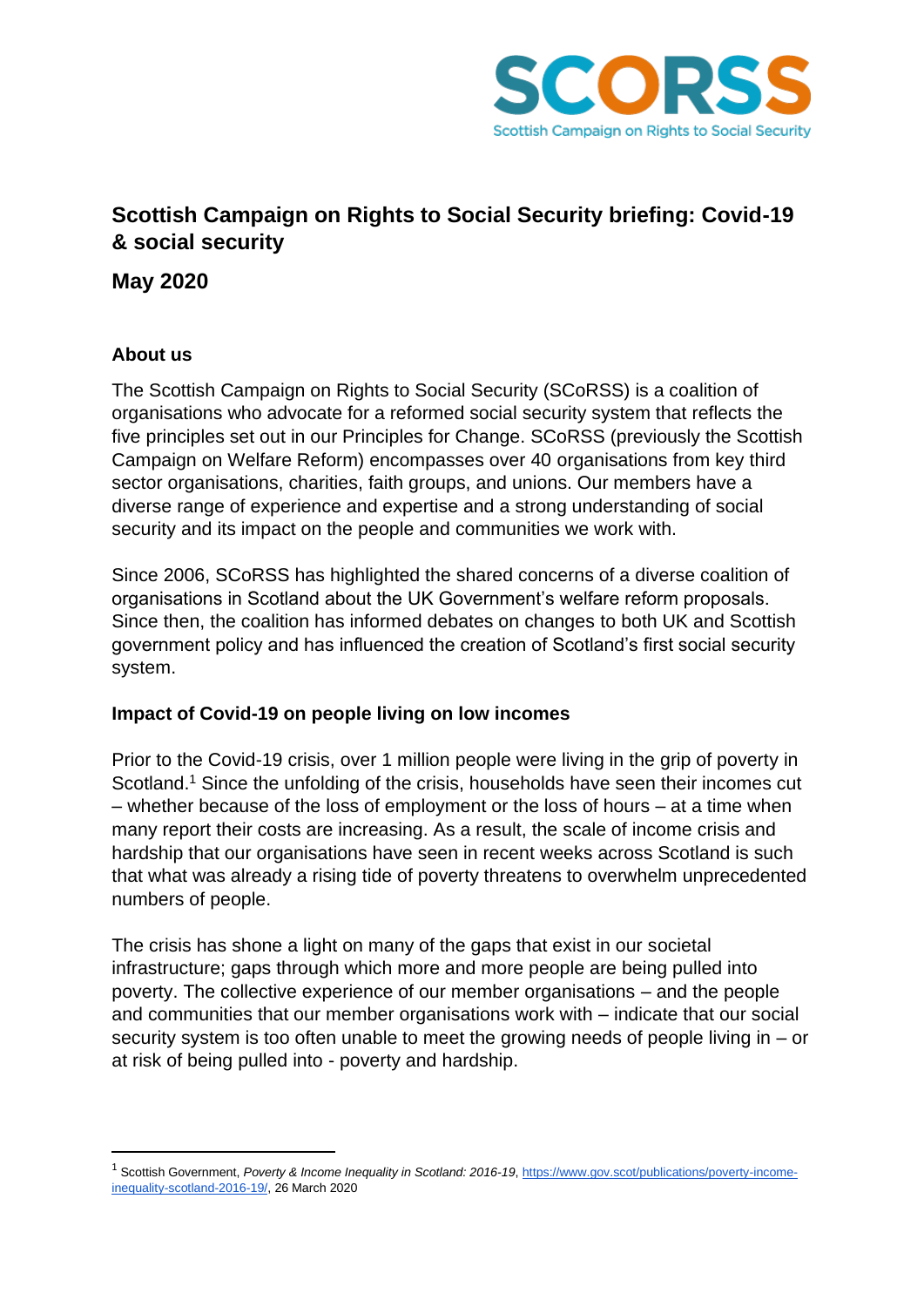SCORSS

Scottish Campaign on Rights to Social Security

# Scottish Campaign on Rights to Social Security briefing: Covid-19 & social security

## May 2020

### About us

The Scottish Campaign on Rights to Social Security (SCoRSS) is a coalition of organisations who advocate for a reformed social security system that reflects the five principles set out in our Principles for Change. SCoRSS (previously the Scottish Campaign on Welfare Reform) encompasses over 40 organisations from key third sector organisations, charities, faith groups, and unions. Our members have a diverse range of experience and expertise and a strong understanding of social security and its impact on the people and communities we work with.

Since 2006, SCoRSS has highlighted the shared concerns of a diverse coalition of organisations in Scotland about the UK Government's welfare reform proposals. Since then, the coalition has informed debates on changes to both UK and Scottish government policy and has influenced the creation of Scotland's first social security system.

### Impact of Covid-19 on people living on low incomes

Prior to the Covid-19 crisis, over 1 million people were living in the grip of poverty in Scotland.[1] Since the unfolding of the crisis, households have seen their incomes cut – whether because of the loss of employment or the loss of hours – at a time when many report their costs are increasing. As a result, the scale of income crisis and hardship that our organisations have seen in recent weeks across Scotland is such that what was already a rising tide of poverty threatens to overwhelm unprecedented numbers of people.

The crisis has shone a light on many of the gaps that exist in our societal infrastructure; gaps through which more and more people are being pulled into poverty. The collective experience of our member organisations – and the people and communities that our member organisations work with – indicate that our social security system is too often unable to meet the growing needs of people living in – or at risk of being pulled into - poverty and hardship.

---

[1] Scottish Government, *Poverty & Income Inequality in Scotland: 2016-19*, https://www.gov.scot/publications/poverty-income-inequality-scotland-2016-19/, 26 March 2020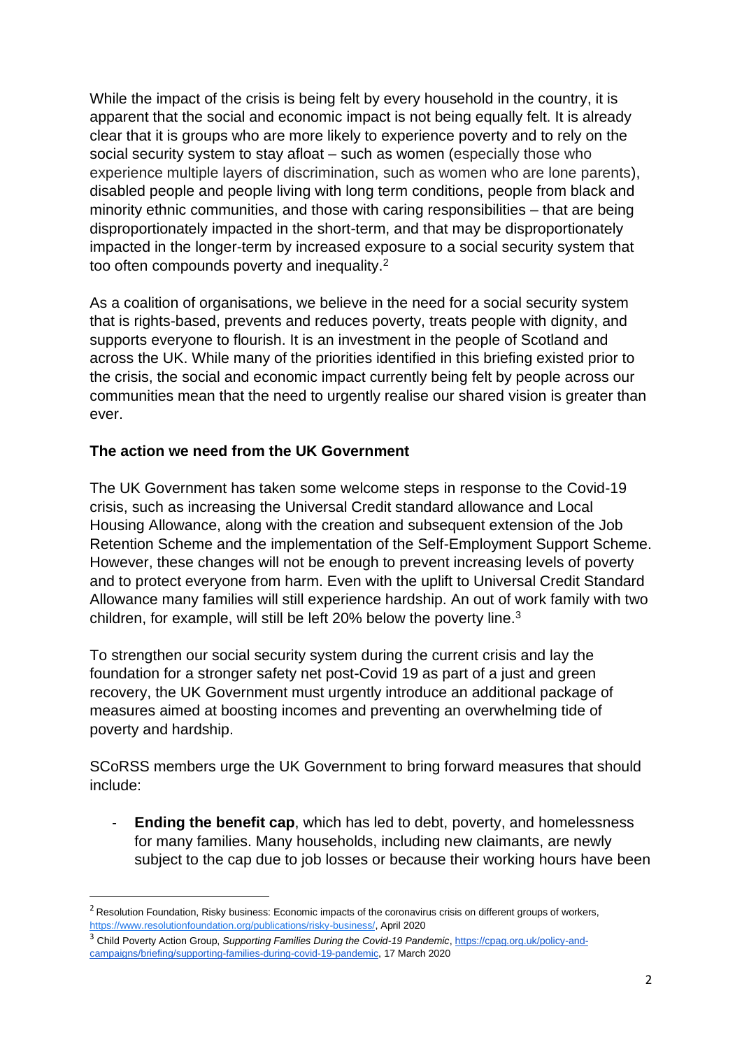While the impact of the crisis is being felt by every household in the country, it is apparent that the social and economic impact is not being equally felt. It is already clear that it is groups who are more likely to experience poverty and to rely on the social security system to stay afloat – such as women (especially those who experience multiple layers of discrimination, such as women who are lone parents), disabled people and people living with long term conditions, people from black and minority ethnic communities, and those with caring responsibilities – that are being disproportionately impacted in the short-term, and that may be disproportionately impacted in the longer-term by increased exposure to a social security system that too often compounds poverty and inequality.[2]

As a coalition of organisations, we believe in the need for a social security system that is rights-based, prevents and reduces poverty, treats people with dignity, and supports everyone to flourish. It is an investment in the people of Scotland and across the UK. While many of the priorities identified in this briefing existed prior to the crisis, the social and economic impact currently being felt by people across our communities mean that the need to urgently realise our shared vision is greater than ever.

**The action we need from the UK Government**

The UK Government has taken some welcome steps in response to the Covid-19 crisis, such as increasing the Universal Credit standard allowance and Local Housing Allowance, along with the creation and subsequent extension of the Job Retention Scheme and the implementation of the Self-Employment Support Scheme. However, these changes will not be enough to prevent increasing levels of poverty and to protect everyone from harm. Even with the uplift to Universal Credit Standard Allowance many families will still experience hardship. An out of work family with two children, for example, will still be left 20% below the poverty line.[3]

To strengthen our social security system during the current crisis and lay the foundation for a stronger safety net post-Covid 19 as part of a just and green recovery, the UK Government must urgently introduce an additional package of measures aimed at boosting incomes and preventing an overwhelming tide of poverty and hardship.

SCoRSS members urge the UK Government to bring forward measures that should include:

- **Ending the benefit cap**, which has led to debt, poverty, and homelessness for many families. Many households, including new claimants, are newly subject to the cap due to job losses or because their working hours have been

[2] Resolution Foundation, Risky business: Economic impacts of the coronavirus crisis on different groups of workers, https://www.resolutionfoundation.org/publications/risky-business/, April 2020

[3] Child Poverty Action Group, *Supporting Families During the Covid-19 Pandemic*, https://cpag.org.uk/policy-and-campaigns/briefing/supporting-families-during-covid-19-pandemic, 17 March 2020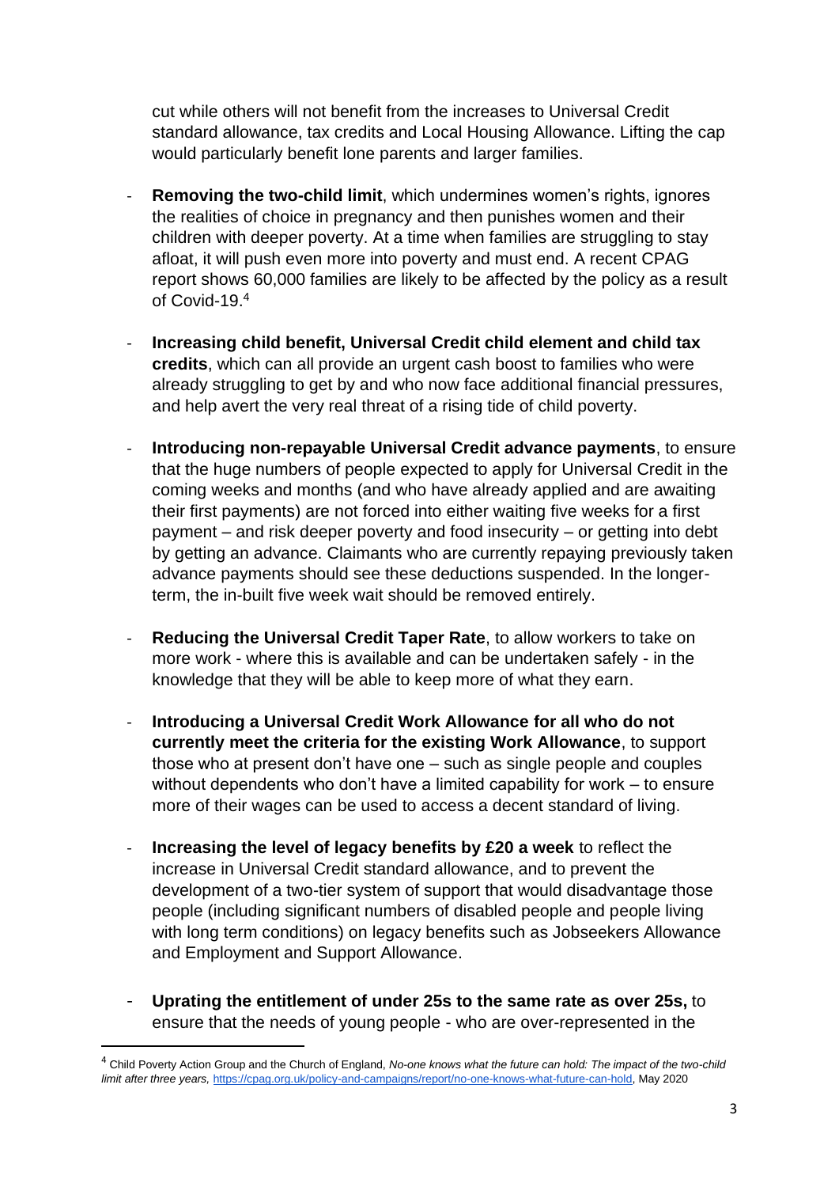cut while others will not benefit from the increases to Universal Credit standard allowance, tax credits and Local Housing Allowance. Lifting the cap would particularly benefit lone parents and larger families.

- **Removing the two-child limit**, which undermines women's rights, ignores the realities of choice in pregnancy and then punishes women and their children with deeper poverty. At a time when families are struggling to stay afloat, it will push even more into poverty and must end. A recent CPAG report shows 60,000 families are likely to be affected by the policy as a result of Covid-19.[4]

- **Increasing child benefit, Universal Credit child element and child tax credits**, which can all provide an urgent cash boost to families who were already struggling to get by and who now face additional financial pressures, and help avert the very real threat of a rising tide of child poverty.

- **Introducing non-repayable Universal Credit advance payments**, to ensure that the huge numbers of people expected to apply for Universal Credit in the coming weeks and months (and who have already applied and are awaiting their first payments) are not forced into either waiting five weeks for a first payment – and risk deeper poverty and food insecurity – or getting into debt by getting an advance. Claimants who are currently repaying previously taken advance payments should see these deductions suspended. In the longer-term, the in-built five week wait should be removed entirely.

- **Reducing the Universal Credit Taper Rate**, to allow workers to take on more work - where this is available and can be undertaken safely - in the knowledge that they will be able to keep more of what they earn.

- **Introducing a Universal Credit Work Allowance for all who do not currently meet the criteria for the existing Work Allowance**, to support those who at present don't have one – such as single people and couples without dependents who don't have a limited capability for work – to ensure more of their wages can be used to access a decent standard of living.

- **Increasing the level of legacy benefits by £20 a week** to reflect the increase in Universal Credit standard allowance, and to prevent the development of a two-tier system of support that would disadvantage those people (including significant numbers of disabled people and people living with long term conditions) on legacy benefits such as Jobseekers Allowance and Employment and Support Allowance.

- **Uprating the entitlement of under 25s to the same rate as over 25s,** to ensure that the needs of young people - who are over-represented in the

---

[4] Child Poverty Action Group and the Church of England, *No-one knows what the future can hold: The impact of the two-child limit after three years,* https://cpag.org.uk/policy-and-campaigns/report/no-one-knows-what-future-can-hold, May 2020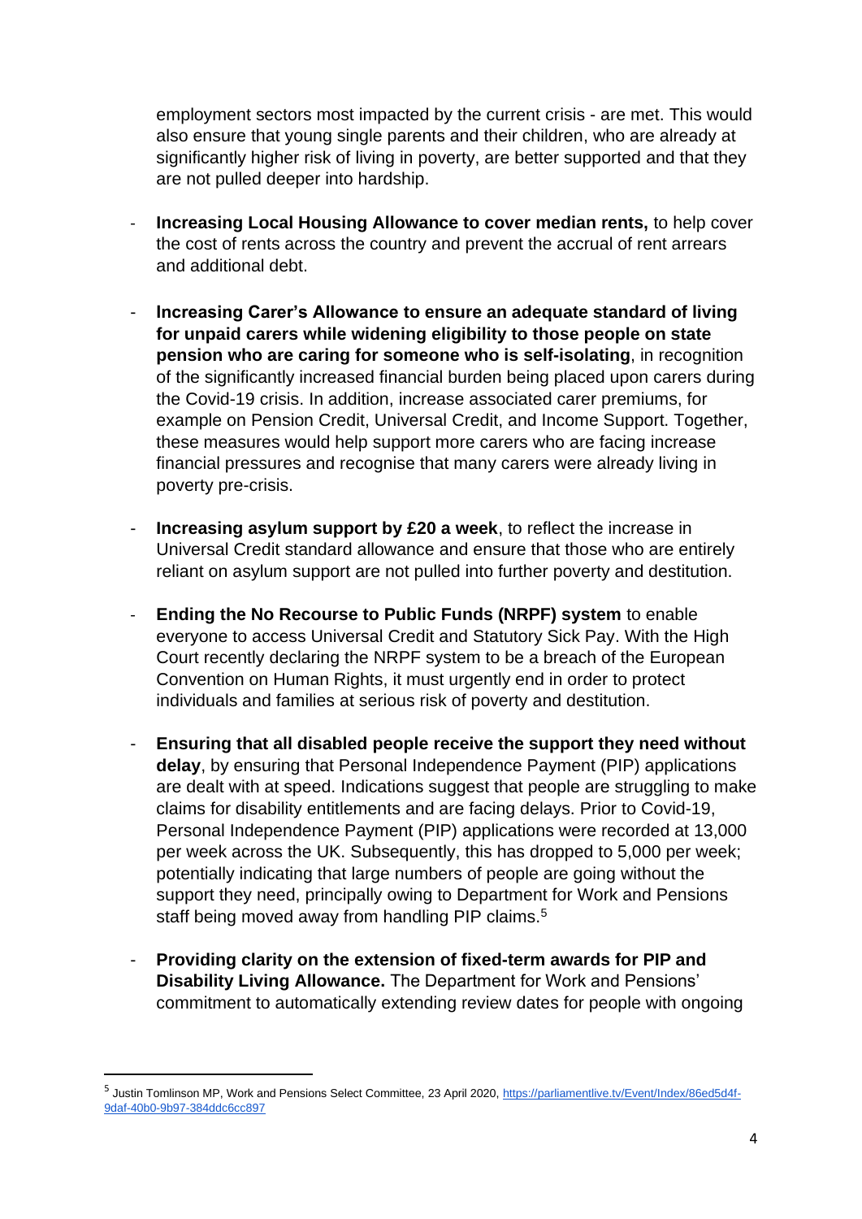employment sectors most impacted by the current crisis - are met. This would also ensure that young single parents and their children, who are already at significantly higher risk of living in poverty, are better supported and that they are not pulled deeper into hardship.

- **Increasing Local Housing Allowance to cover median rents,** to help cover the cost of rents across the country and prevent the accrual of rent arrears and additional debt.

- **Increasing Carer's Allowance to ensure an adequate standard of living for unpaid carers while widening eligibility to those people on state pension who are caring for someone who is self-isolating**, in recognition of the significantly increased financial burden being placed upon carers during the Covid-19 crisis. In addition, increase associated carer premiums, for example on Pension Credit, Universal Credit, and Income Support. Together, these measures would help support more carers who are facing increase financial pressures and recognise that many carers were already living in poverty pre-crisis.

- **Increasing asylum support by £20 a week**, to reflect the increase in Universal Credit standard allowance and ensure that those who are entirely reliant on asylum support are not pulled into further poverty and destitution.

- **Ending the No Recourse to Public Funds (NRPF) system** to enable everyone to access Universal Credit and Statutory Sick Pay. With the High Court recently declaring the NRPF system to be a breach of the European Convention on Human Rights, it must urgently end in order to protect individuals and families at serious risk of poverty and destitution.

- **Ensuring that all disabled people receive the support they need without delay**, by ensuring that Personal Independence Payment (PIP) applications are dealt with at speed. Indications suggest that people are struggling to make claims for disability entitlements and are facing delays. Prior to Covid-19, Personal Independence Payment (PIP) applications were recorded at 13,000 per week across the UK. Subsequently, this has dropped to 5,000 per week; potentially indicating that large numbers of people are going without the support they need, principally owing to Department for Work and Pensions staff being moved away from handling PIP claims.[5]

- **Providing clarity on the extension of fixed-term awards for PIP and Disability Living Allowance.** The Department for Work and Pensions' commitment to automatically extending review dates for people with ongoing

---

[5] Justin Tomlinson MP, Work and Pensions Select Committee, 23 April 2020, https://parliamentlive.tv/Event/Index/86ed5d4f-9daf-40b0-9b97-384ddc6cc897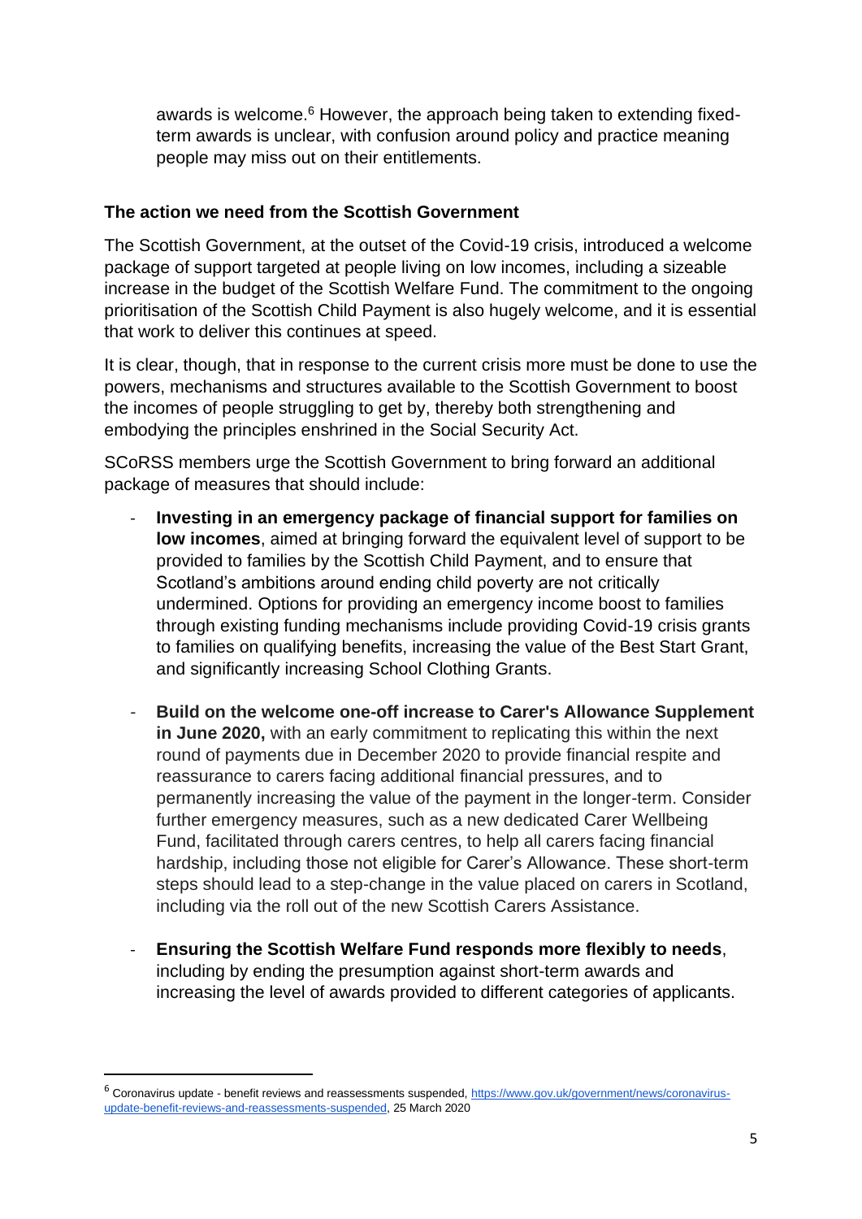awards is welcome.[6] However, the approach being taken to extending fixed-term awards is unclear, with confusion around policy and practice meaning people may miss out on their entitlements.

**The action we need from the Scottish Government**

The Scottish Government, at the outset of the Covid-19 crisis, introduced a welcome package of support targeted at people living on low incomes, including a sizeable increase in the budget of the Scottish Welfare Fund. The commitment to the ongoing prioritisation of the Scottish Child Payment is also hugely welcome, and it is essential that work to deliver this continues at speed.

It is clear, though, that in response to the current crisis more must be done to use the powers, mechanisms and structures available to the Scottish Government to boost the incomes of people struggling to get by, thereby both strengthening and embodying the principles enshrined in the Social Security Act.

SCoRSS members urge the Scottish Government to bring forward an additional package of measures that should include:

- **Investing in an emergency package of financial support for families on low incomes**, aimed at bringing forward the equivalent level of support to be provided to families by the Scottish Child Payment, and to ensure that Scotland's ambitions around ending child poverty are not critically undermined. Options for providing an emergency income boost to families through existing funding mechanisms include providing Covid-19 crisis grants to families on qualifying benefits, increasing the value of the Best Start Grant, and significantly increasing School Clothing Grants.

- **Build on the welcome one-off increase to Carer's Allowance Supplement in June 2020,** with an early commitment to replicating this within the next round of payments due in December 2020 to provide financial respite and reassurance to carers facing additional financial pressures, and to permanently increasing the value of the payment in the longer-term. Consider further emergency measures, such as a new dedicated Carer Wellbeing Fund, facilitated through carers centres, to help all carers facing financial hardship, including those not eligible for Carer's Allowance. These short-term steps should lead to a step-change in the value placed on carers in Scotland, including via the roll out of the new Scottish Carers Assistance.

- **Ensuring the Scottish Welfare Fund responds more flexibly to needs**, including by ending the presumption against short-term awards and increasing the level of awards provided to different categories of applicants.

---

[6] Coronavirus update - benefit reviews and reassessments suspended, https://www.gov.uk/government/news/coronavirus-update-benefit-reviews-and-reassessments-suspended, 25 March 2020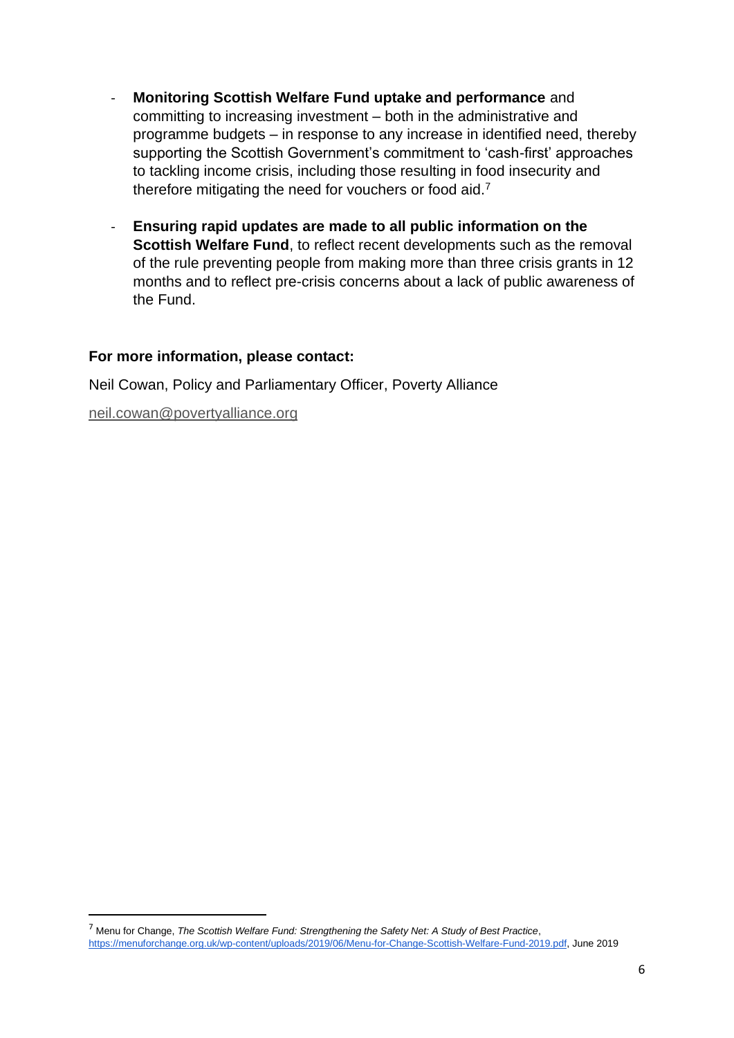- **Monitoring Scottish Welfare Fund uptake and performance** and committing to increasing investment – both in the administrative and programme budgets – in response to any increase in identified need, thereby supporting the Scottish Government's commitment to 'cash-first' approaches to tackling income crisis, including those resulting in food insecurity and therefore mitigating the need for vouchers or food aid.[7]

- **Ensuring rapid updates are made to all public information on the Scottish Welfare Fund**, to reflect recent developments such as the removal of the rule preventing people from making more than three crisis grants in 12 months and to reflect pre-crisis concerns about a lack of public awareness of the Fund.

**For more information, please contact:**

Neil Cowan, Policy and Parliamentary Officer, Poverty Alliance

neil.cowan@povertyalliance.org

[7] Menu for Change, *The Scottish Welfare Fund: Strengthening the Safety Net: A Study of Best Practice*, https://menuforchange.org.uk/wp-content/uploads/2019/06/Menu-for-Change-Scottish-Welfare-Fund-2019.pdf, June 2019